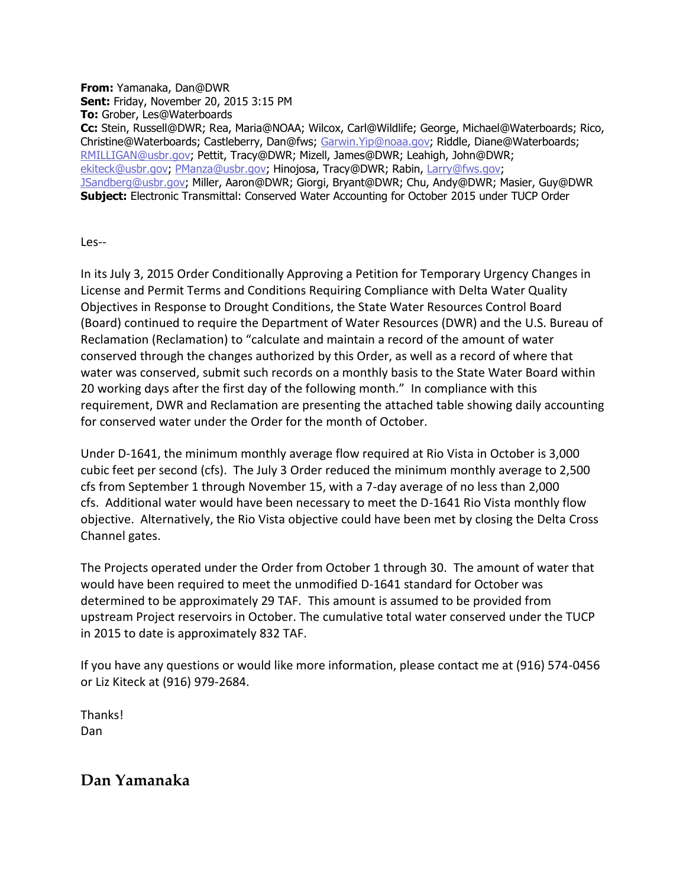**From:** Yamanaka, Dan@DWR
**Sent:** Friday, November 20, 2015 3:15 PM
**To:** Grober, Les@Waterboards
**Cc:** Stein, Russell@DWR; Rea, Maria@NOAA; Wilcox, Carl@Wildlife; George, Michael@Waterboards; Rico, Christine@Waterboards; Castleberry, Dan@fws; Garwin.Yip@noaa.gov; Riddle, Diane@Waterboards; RMILLIGAN@usbr.gov; Pettit, Tracy@DWR; Mizell, James@DWR; Leahigh, John@DWR; ekiteck@usbr.gov; PManza@usbr.gov; Hinojosa, Tracy@DWR; Rabin, Larry@fws.gov; JSandberg@usbr.gov; Miller, Aaron@DWR; Giorgi, Bryant@DWR; Chu, Andy@DWR; Masier, Guy@DWR
**Subject:** Electronic Transmittal: Conserved Water Accounting for October 2015 under TUCP Order

Les--

In its July 3, 2015 Order Conditionally Approving a Petition for Temporary Urgency Changes in License and Permit Terms and Conditions Requiring Compliance with Delta Water Quality Objectives in Response to Drought Conditions, the State Water Resources Control Board (Board) continued to require the Department of Water Resources (DWR) and the U.S. Bureau of Reclamation (Reclamation) to "calculate and maintain a record of the amount of water conserved through the changes authorized by this Order, as well as a record of where that water was conserved, submit such records on a monthly basis to the State Water Board within 20 working days after the first day of the following month." In compliance with this requirement, DWR and Reclamation are presenting the attached table showing daily accounting for conserved water under the Order for the month of October.

Under D-1641, the minimum monthly average flow required at Rio Vista in October is 3,000 cubic feet per second (cfs). The July 3 Order reduced the minimum monthly average to 2,500 cfs from September 1 through November 15, with a 7-day average of no less than 2,000 cfs. Additional water would have been necessary to meet the D-1641 Rio Vista monthly flow objective. Alternatively, the Rio Vista objective could have been met by closing the Delta Cross Channel gates.

The Projects operated under the Order from October 1 through 30. The amount of water that would have been required to meet the unmodified D-1641 standard for October was determined to be approximately 29 TAF. This amount is assumed to be provided from upstream Project reservoirs in October. The cumulative total water conserved under the TUCP in 2015 to date is approximately 832 TAF.

If you have any questions or would like more information, please contact me at (916) 574-0456 or Liz Kiteck at (916) 979-2684.

Thanks!
Dan

## Dan Yamanaka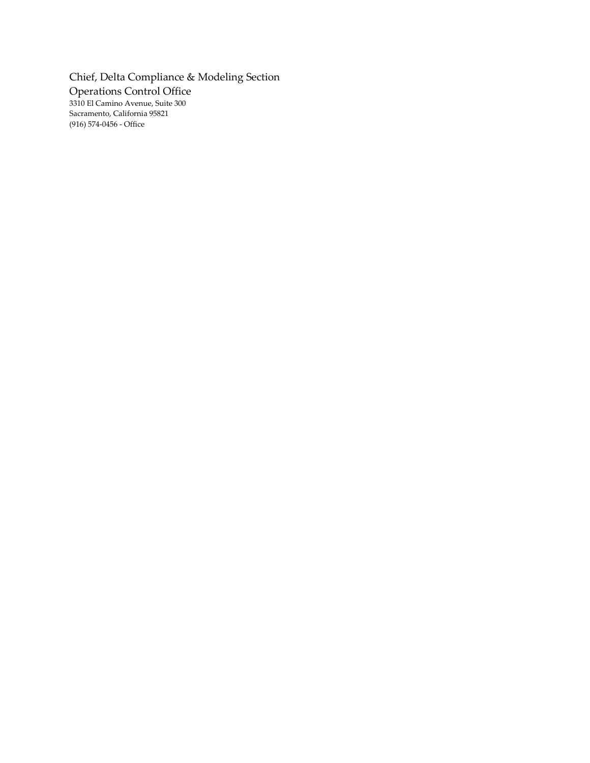Chief, Delta Compliance & Modeling Section
Operations Control Office
3310 El Camino Avenue, Suite 300
Sacramento, California 95821
(916) 574-0456 - Office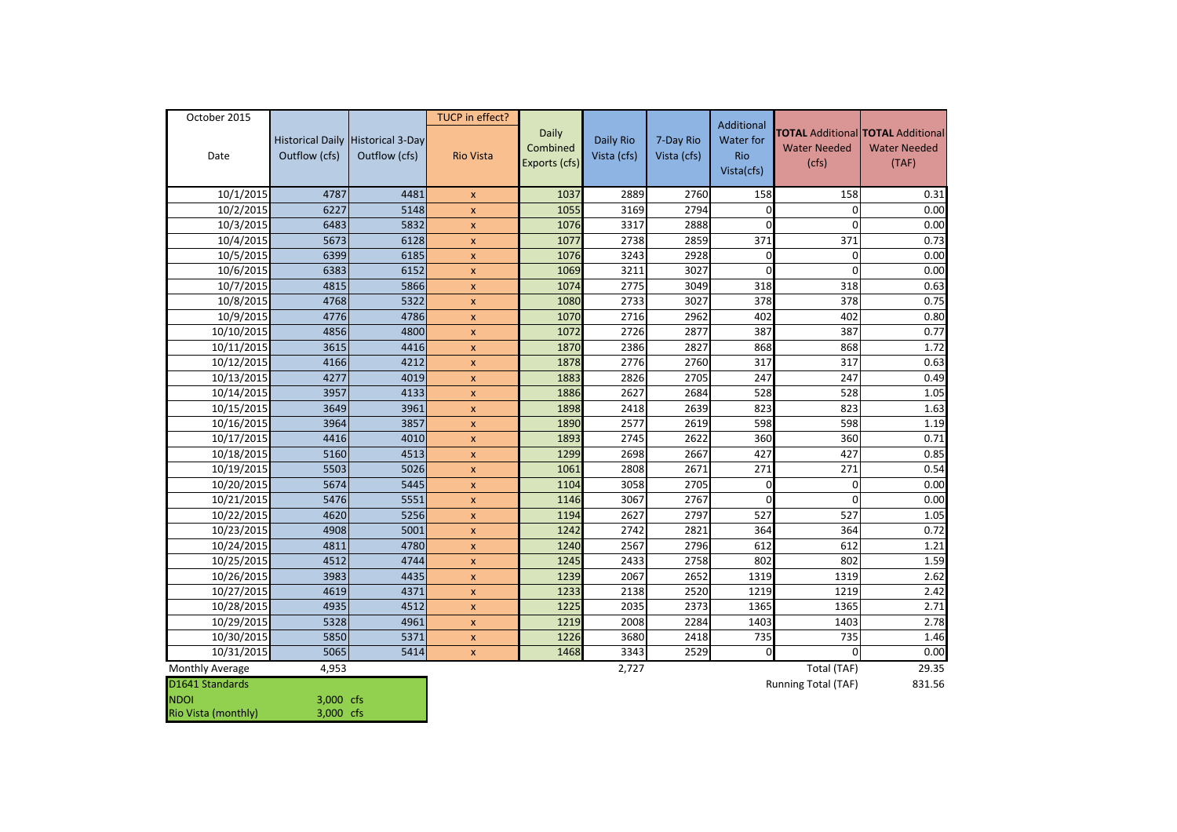| October 2015 | | | TUCP in effect? | | | | | | |
|---|---|---|---|---|---|---|---|---|---|
| Date | Historical Daily Outflow (cfs) | Historical 3-Day Outflow (cfs) | Rio Vista | Daily Combined Exports (cfs) | Daily Rio Vista (cfs) | 7-Day Rio Vista (cfs) | Additional Water for Rio Vista(cfs) | **TOTAL** Additional Water Needed (cfs) | **TOTAL** Additional Water Needed (TAF) |
| 10/1/2015 | 4787 | 4481 | x | 1037 | 2889 | 2760 | 158 | 158 | 0.31 |
| 10/2/2015 | 6227 | 5148 | x | 1055 | 3169 | 2794 | 0 | 0 | 0.00 |
| 10/3/2015 | 6483 | 5832 | x | 1076 | 3317 | 2888 | 0 | 0 | 0.00 |
| 10/4/2015 | 5673 | 6128 | x | 1077 | 2738 | 2859 | 371 | 371 | 0.73 |
| 10/5/2015 | 6399 | 6185 | x | 1076 | 3243 | 2928 | 0 | 0 | 0.00 |
| 10/6/2015 | 6383 | 6152 | x | 1069 | 3211 | 3027 | 0 | 0 | 0.00 |
| 10/7/2015 | 4815 | 5866 | x | 1074 | 2775 | 3049 | 318 | 318 | 0.63 |
| 10/8/2015 | 4768 | 5322 | x | 1080 | 2733 | 3027 | 378 | 378 | 0.75 |
| 10/9/2015 | 4776 | 4786 | x | 1070 | 2716 | 2962 | 402 | 402 | 0.80 |
| 10/10/2015 | 4856 | 4800 | x | 1072 | 2726 | 2877 | 387 | 387 | 0.77 |
| 10/11/2015 | 3615 | 4416 | x | 1870 | 2386 | 2827 | 868 | 868 | 1.72 |
| 10/12/2015 | 4166 | 4212 | x | 1878 | 2776 | 2760 | 317 | 317 | 0.63 |
| 10/13/2015 | 4277 | 4019 | x | 1883 | 2826 | 2705 | 247 | 247 | 0.49 |
| 10/14/2015 | 3957 | 4133 | x | 1886 | 2627 | 2684 | 528 | 528 | 1.05 |
| 10/15/2015 | 3649 | 3961 | x | 1898 | 2418 | 2639 | 823 | 823 | 1.63 |
| 10/16/2015 | 3964 | 3857 | x | 1890 | 2577 | 2619 | 598 | 598 | 1.19 |
| 10/17/2015 | 4416 | 4010 | x | 1893 | 2745 | 2622 | 360 | 360 | 0.71 |
| 10/18/2015 | 5160 | 4513 | x | 1299 | 2698 | 2667 | 427 | 427 | 0.85 |
| 10/19/2015 | 5503 | 5026 | x | 1061 | 2808 | 2671 | 271 | 271 | 0.54 |
| 10/20/2015 | 5674 | 5445 | x | 1104 | 3058 | 2705 | 0 | 0 | 0.00 |
| 10/21/2015 | 5476 | 5551 | x | 1146 | 3067 | 2767 | 0 | 0 | 0.00 |
| 10/22/2015 | 4620 | 5256 | x | 1194 | 2627 | 2797 | 527 | 527 | 1.05 |
| 10/23/2015 | 4908 | 5001 | x | 1242 | 2742 | 2821 | 364 | 364 | 0.72 |
| 10/24/2015 | 4811 | 4780 | x | 1240 | 2567 | 2796 | 612 | 612 | 1.21 |
| 10/25/2015 | 4512 | 4744 | x | 1245 | 2433 | 2758 | 802 | 802 | 1.59 |
| 10/26/2015 | 3983 | 4435 | x | 1239 | 2067 | 2652 | 1319 | 1319 | 2.62 |
| 10/27/2015 | 4619 | 4371 | x | 1233 | 2138 | 2520 | 1219 | 1219 | 2.42 |
| 10/28/2015 | 4935 | 4512 | x | 1225 | 2035 | 2373 | 1365 | 1365 | 2.71 |
| 10/29/2015 | 5328 | 4961 | x | 1219 | 2008 | 2284 | 1403 | 1403 | 2.78 |
| 10/30/2015 | 5850 | 5371 | x | 1226 | 3680 | 2418 | 735 | 735 | 1.46 |
| 10/31/2015 | 5065 | 5414 | x | 1468 | 3343 | 2529 | 0 | 0 | 0.00 |
| Monthly Average | 4,953 | | | | 2,727 | | | Total (TAF) | 29.35 |
| | | | | | | | | Running Total (TAF) | 831.56 |

| D1641 Standards | |
|---|---|
| NDOI | 3,000 cfs |
| Rio Vista (monthly) | 3,000 cfs |